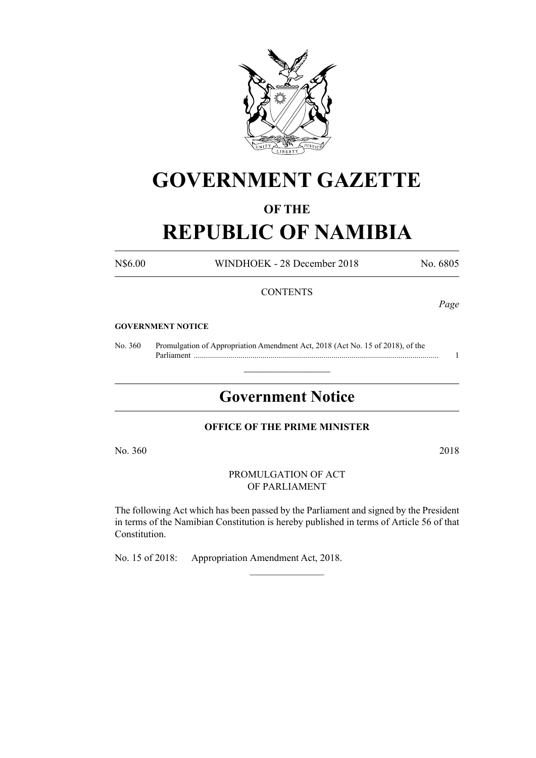# GOVERNMENT GAZETTE

### OF THE

# REPUBLIC OF NAMIBIA

N$6.00 WINDHOEK - 28 December 2018 No. 6805

CONTENTS

*Page*

**GOVERNMENT NOTICE**

No. 360 Promulgation of Appropriation Amendment Act, 2018 (Act No. 15 of 2018), of the Parliament ........................................................................................................................ 1

---

## Government Notice

**OFFICE OF THE PRIME MINISTER**

No. 360 2018

PROMULGATION OF ACT
OF PARLIAMENT

The following Act which has been passed by the Parliament and signed by the President in terms of the Namibian Constitution is hereby published in terms of Article 56 of that Constitution.

No. 15 of 2018: Appropriation Amendment Act, 2018.

---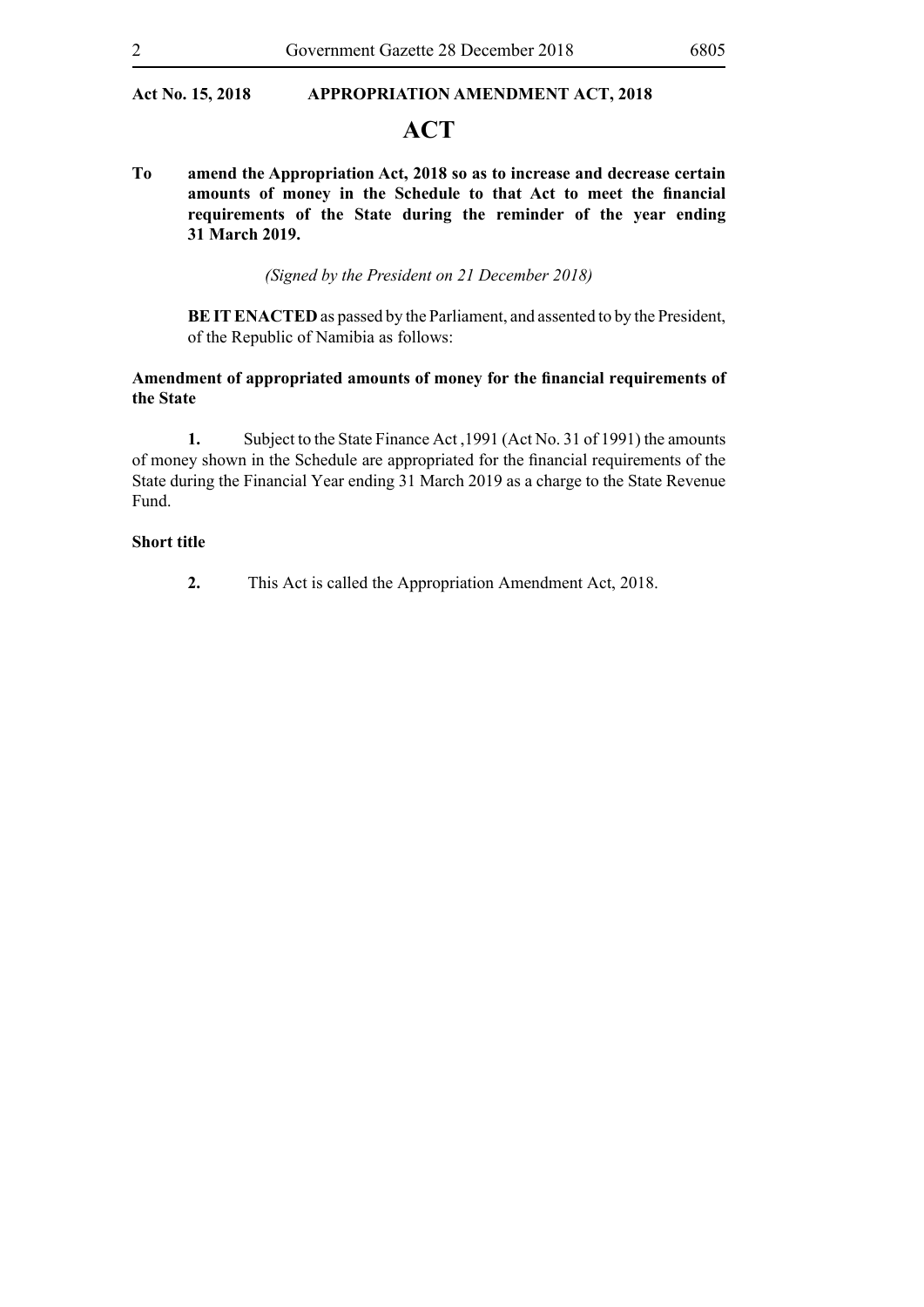**Act No. 15, 2018 APPROPRIATION AMENDMENT ACT, 2018**

# ACT

**To amend the Appropriation Act, 2018 so as to increase and decrease certain amounts of money in the Schedule to that Act to meet the financial requirements of the State during the reminder of the year ending 31 March 2019.**

*(Signed by the President on 21 December 2018)*

**BE IT ENACTED** as passed by the Parliament, and assented to by the President, of the Republic of Namibia as follows:

**Amendment of appropriated amounts of money for the financial requirements of the State**

**1.** Subject to the State Finance Act ,1991 (Act No. 31 of 1991) the amounts of money shown in the Schedule are appropriated for the financial requirements of the State during the Financial Year ending 31 March 2019 as a charge to the State Revenue Fund.

**Short title**

**2.** This Act is called the Appropriation Amendment Act, 2018.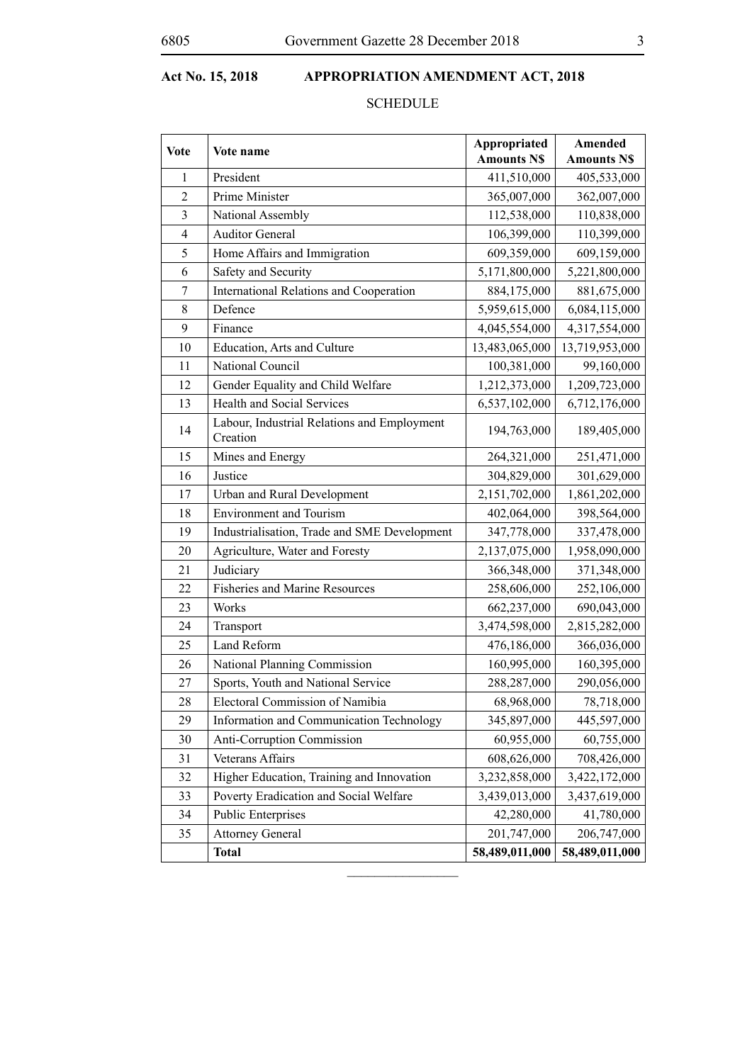**Act No. 15, 2018** **APPROPRIATION AMENDMENT ACT, 2018**

SCHEDULE

| Vote | Vote name | Appropriated Amounts N$ | Amended Amounts N$ |
|---|---|---|---|
| 1 | President | 411,510,000 | 405,533,000 |
| 2 | Prime Minister | 365,007,000 | 362,007,000 |
| 3 | National Assembly | 112,538,000 | 110,838,000 |
| 4 | Auditor General | 106,399,000 | 110,399,000 |
| 5 | Home Affairs and Immigration | 609,359,000 | 609,159,000 |
| 6 | Safety and Security | 5,171,800,000 | 5,221,800,000 |
| 7 | International Relations and Cooperation | 884,175,000 | 881,675,000 |
| 8 | Defence | 5,959,615,000 | 6,084,115,000 |
| 9 | Finance | 4,045,554,000 | 4,317,554,000 |
| 10 | Education, Arts and Culture | 13,483,065,000 | 13,719,953,000 |
| 11 | National Council | 100,381,000 | 99,160,000 |
| 12 | Gender Equality and Child Welfare | 1,212,373,000 | 1,209,723,000 |
| 13 | Health and Social Services | 6,537,102,000 | 6,712,176,000 |
| 14 | Labour, Industrial Relations and Employment Creation | 194,763,000 | 189,405,000 |
| 15 | Mines and Energy | 264,321,000 | 251,471,000 |
| 16 | Justice | 304,829,000 | 301,629,000 |
| 17 | Urban and Rural Development | 2,151,702,000 | 1,861,202,000 |
| 18 | Environment and Tourism | 402,064,000 | 398,564,000 |
| 19 | Industrialisation, Trade and SME Development | 347,778,000 | 337,478,000 |
| 20 | Agriculture, Water and Foresty | 2,137,075,000 | 1,958,090,000 |
| 21 | Judiciary | 366,348,000 | 371,348,000 |
| 22 | Fisheries and Marine Resources | 258,606,000 | 252,106,000 |
| 23 | Works | 662,237,000 | 690,043,000 |
| 24 | Transport | 3,474,598,000 | 2,815,282,000 |
| 25 | Land Reform | 476,186,000 | 366,036,000 |
| 26 | National Planning Commission | 160,995,000 | 160,395,000 |
| 27 | Sports, Youth and National Service | 288,287,000 | 290,056,000 |
| 28 | Electoral Commission of Namibia | 68,968,000 | 78,718,000 |
| 29 | Information and Communication Technology | 345,897,000 | 445,597,000 |
| 30 | Anti-Corruption Commission | 60,955,000 | 60,755,000 |
| 31 | Veterans Affairs | 608,626,000 | 708,426,000 |
| 32 | Higher Education, Training and Innovation | 3,232,858,000 | 3,422,172,000 |
| 33 | Poverty Eradication and Social Welfare | 3,439,013,000 | 3,437,619,000 |
| 34 | Public Enterprises | 42,280,000 | 41,780,000 |
| 35 | Attorney General | 201,747,000 | 206,747,000 |
| | **Total** | **58,489,011,000** | **58,489,011,000** |